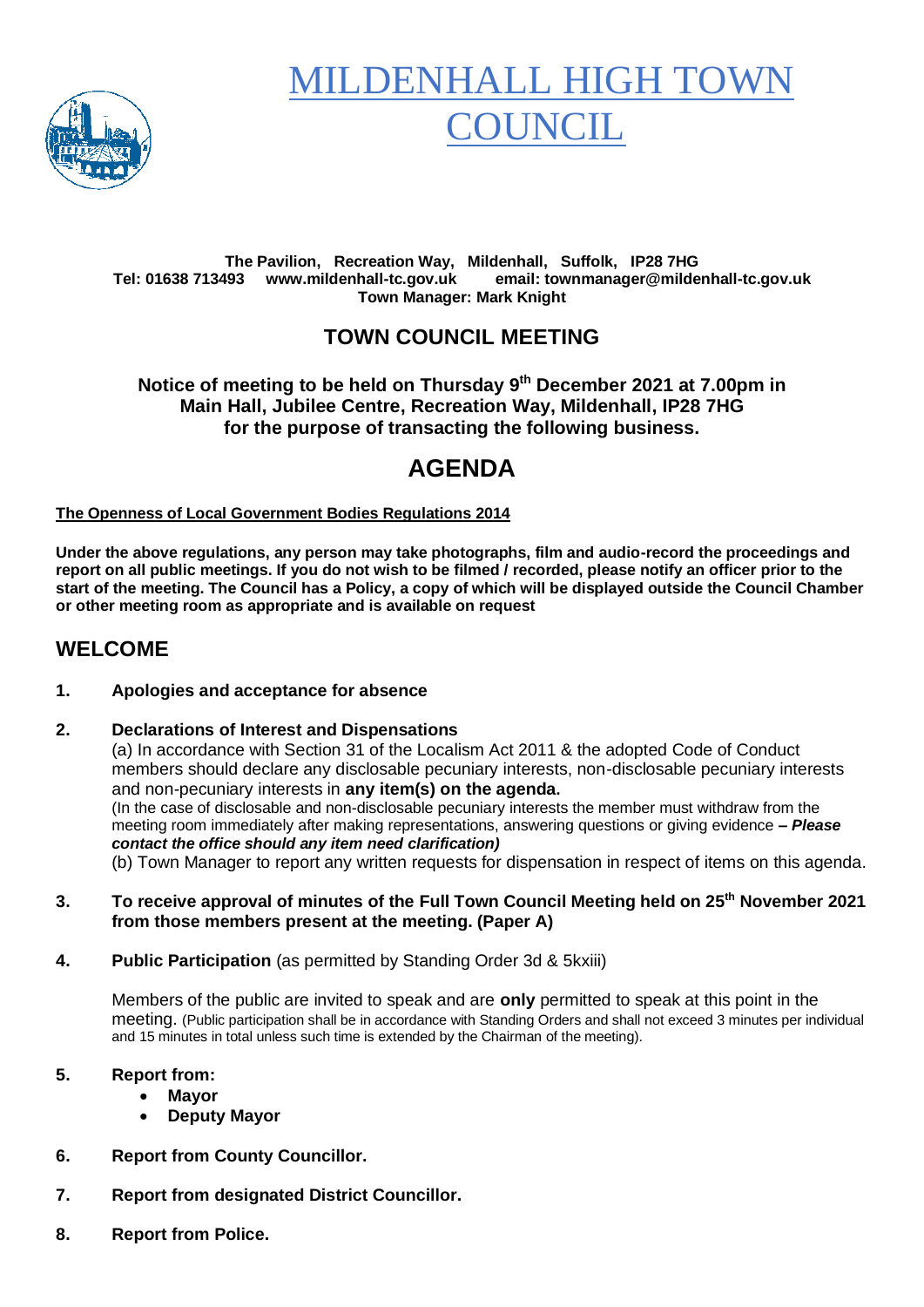# MILDENHALL HIGH TOWN COUNCIL

**The Pavilion, Recreation Way, Mildenhall, Suffolk, IP28 7HG**
**Tel: 01638 713493 www.mildenhall-tc.gov.uk email: townmanager@mildenhall-tc.gov.uk**
**Town Manager: Mark Knight**

## TOWN COUNCIL MEETING

**Notice of meeting to be held on Thursday 9th December 2021 at 7.00pm in Main Hall, Jubilee Centre, Recreation Way, Mildenhall, IP28 7HG for the purpose of transacting the following business.**

# AGENDA

**The Openness of Local Government Bodies Regulations 2014**

**Under the above regulations, any person may take photographs, film and audio-record the proceedings and report on all public meetings. If you do not wish to be filmed / recorded, please notify an officer prior to the start of the meeting. The Council has a Policy, a copy of which will be displayed outside the Council Chamber or other meeting room as appropriate and is available on request**

## WELCOME

1. **Apologies and acceptance for absence**

2. **Declarations of Interest and Dispensations**

   (a) In accordance with Section 31 of the Localism Act 2011 & the adopted Code of Conduct members should declare any disclosable pecuniary interests, non-disclosable pecuniary interests and non-pecuniary interests in **any item(s) on the agenda.**

   (In the case of disclosable and non-disclosable pecuniary interests the member must withdraw from the meeting room immediately after making representations, answering questions or giving evidence ***– Please contact the office should any item need clarification)***

   (b) Town Manager to report any written requests for dispensation in respect of items on this agenda.

3. **To receive approval of minutes of the Full Town Council Meeting held on 25th November 2021 from those members present at the meeting. (Paper A)**

4. **Public Participation** (as permitted by Standing Order 3d & 5kxiii)

   Members of the public are invited to speak and are **only** permitted to speak at this point in the meeting. (Public participation shall be in accordance with Standing Orders and shall not exceed 3 minutes per individual and 15 minutes in total unless such time is extended by the Chairman of the meeting).

5. **Report from:**
   - **Mayor**
   - **Deputy Mayor**

6. **Report from County Councillor.**

7. **Report from designated District Councillor.**

8. **Report from Police.**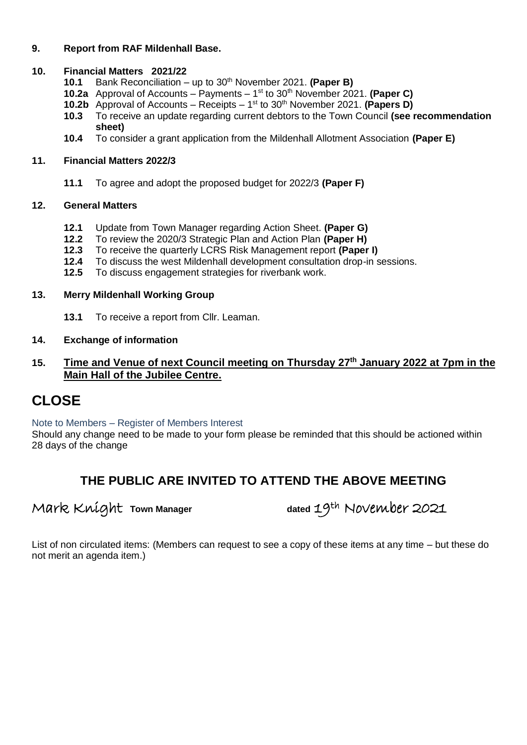**9. Report from RAF Mildenhall Base.**

**10. Financial Matters 2021/22**

- **10.1** Bank Reconciliation – up to 30th November 2021. **(Paper B)**
- **10.2a** Approval of Accounts – Payments – 1st to 30th November 2021. **(Paper C)**
- **10.2b** Approval of Accounts – Receipts – 1st to 30th November 2021. **(Papers D)**
- **10.3** To receive an update regarding current debtors to the Town Council **(see recommendation sheet)**
- **10.4** To consider a grant application from the Mildenhall Allotment Association **(Paper E)**

**11. Financial Matters 2022/3**

- **11.1** To agree and adopt the proposed budget for 2022/3 **(Paper F)**

**12. General Matters**

- **12.1** Update from Town Manager regarding Action Sheet. **(Paper G)**
- **12.2** To review the 2020/3 Strategic Plan and Action Plan **(Paper H)**
- **12.3** To receive the quarterly LCRS Risk Management report **(Paper I)**
- **12.4** To discuss the west Mildenhall development consultation drop-in sessions.
- **12.5** To discuss engagement strategies for riverbank work.

**13. Merry Mildenhall Working Group**

- **13.1** To receive a report from Cllr. Leaman.

**14. Exchange of information**

**15. Time and Venue of next Council meeting on Thursday 27th January 2022 at 7pm in the Main Hall of the Jubilee Centre.**

# CLOSE

Note to Members – Register of Members Interest

Should any change need to be made to your form please be reminded that this should be actioned within 28 days of the change

## THE PUBLIC ARE INVITED TO ATTEND THE ABOVE MEETING

Mark Knight **Town Manager** dated 19th November 2021

List of non circulated items: (Members can request to see a copy of these items at any time – but these do not merit an agenda item.)